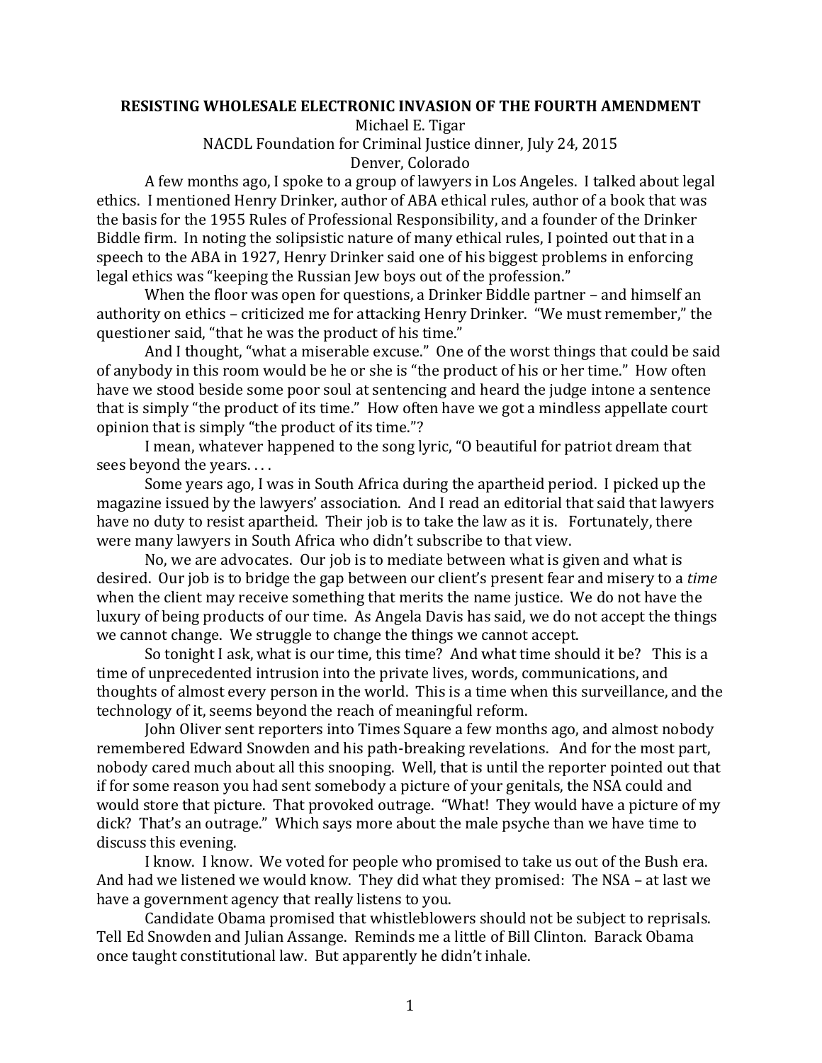# RESISTING WHOLESALE ELECTRONIC INVASION OF THE FOURTH AMENDMENT

Michael E. Tigar

NACDL Foundation for Criminal Justice dinner, July 24, 2015

Denver, Colorado

A few months ago, I spoke to a group of lawyers in Los Angeles. I talked about legal ethics. I mentioned Henry Drinker, author of ABA ethical rules, author of a book that was the basis for the 1955 Rules of Professional Responsibility, and a founder of the Drinker Biddle firm. In noting the solipsistic nature of many ethical rules, I pointed out that in a speech to the ABA in 1927, Henry Drinker said one of his biggest problems in enforcing legal ethics was "keeping the Russian Jew boys out of the profession."

When the floor was open for questions, a Drinker Biddle partner – and himself an authority on ethics – criticized me for attacking Henry Drinker. "We must remember," the questioner said, "that he was the product of his time."

And I thought, "what a miserable excuse." One of the worst things that could be said of anybody in this room would be he or she is "the product of his or her time." How often have we stood beside some poor soul at sentencing and heard the judge intone a sentence that is simply "the product of its time." How often have we got a mindless appellate court opinion that is simply "the product of its time."?

I mean, whatever happened to the song lyric, "O beautiful for patriot dream that sees beyond the years. . . .

Some years ago, I was in South Africa during the apartheid period. I picked up the magazine issued by the lawyers' association. And I read an editorial that said that lawyers have no duty to resist apartheid. Their job is to take the law as it is. Fortunately, there were many lawyers in South Africa who didn't subscribe to that view.

No, we are advocates. Our job is to mediate between what is given and what is desired. Our job is to bridge the gap between our client's present fear and misery to a *time* when the client may receive something that merits the name justice. We do not have the luxury of being products of our time. As Angela Davis has said, we do not accept the things we cannot change. We struggle to change the things we cannot accept.

So tonight I ask, what is our time, this time? And what time should it be? This is a time of unprecedented intrusion into the private lives, words, communications, and thoughts of almost every person in the world. This is a time when this surveillance, and the technology of it, seems beyond the reach of meaningful reform.

John Oliver sent reporters into Times Square a few months ago, and almost nobody remembered Edward Snowden and his path-breaking revelations. And for the most part, nobody cared much about all this snooping. Well, that is until the reporter pointed out that if for some reason you had sent somebody a picture of your genitals, the NSA could and would store that picture. That provoked outrage. "What! They would have a picture of my dick? That's an outrage." Which says more about the male psyche than we have time to discuss this evening.

I know. I know. We voted for people who promised to take us out of the Bush era. And had we listened we would know. They did what they promised: The NSA – at last we have a government agency that really listens to you.

Candidate Obama promised that whistleblowers should not be subject to reprisals. Tell Ed Snowden and Julian Assange. Reminds me a little of Bill Clinton. Barack Obama once taught constitutional law. But apparently he didn't inhale.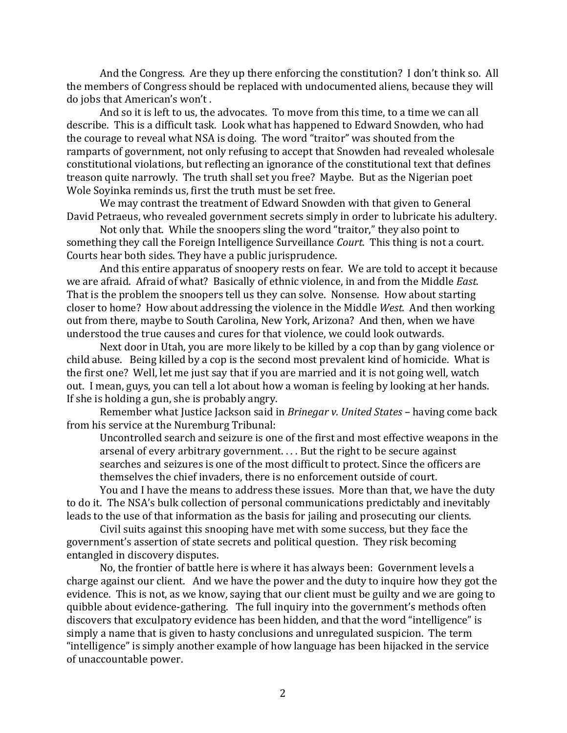And the Congress. Are they up there enforcing the constitution? I don't think so. All the members of Congress should be replaced with undocumented aliens, because they will do jobs that American's won't .

And so it is left to us, the advocates. To move from this time, to a time we can all describe. This is a difficult task. Look what has happened to Edward Snowden, who had the courage to reveal what NSA is doing. The word "traitor" was shouted from the ramparts of government, not only refusing to accept that Snowden had revealed wholesale constitutional violations, but reflecting an ignorance of the constitutional text that defines treason quite narrowly. The truth shall set you free? Maybe. But as the Nigerian poet Wole Soyinka reminds us, first the truth must be set free.

We may contrast the treatment of Edward Snowden with that given to General David Petraeus, who revealed government secrets simply in order to lubricate his adultery.

Not only that. While the snoopers sling the word "traitor," they also point to something they call the Foreign Intelligence Surveillance *Court*. This thing is not a court. Courts hear both sides. They have a public jurisprudence.

And this entire apparatus of snoopery rests on fear. We are told to accept it because we are afraid. Afraid of what? Basically of ethnic violence, in and from the Middle *East*. That is the problem the snoopers tell us they can solve. Nonsense. How about starting closer to home? How about addressing the violence in the Middle *West.* And then working out from there, maybe to South Carolina, New York, Arizona? And then, when we have understood the true causes and cures for that violence, we could look outwards.

Next door in Utah, you are more likely to be killed by a cop than by gang violence or child abuse. Being killed by a cop is the second most prevalent kind of homicide. What is the first one? Well, let me just say that if you are married and it is not going well, watch out. I mean, guys, you can tell a lot about how a woman is feeling by looking at her hands. If she is holding a gun, she is probably angry.

Remember what Justice Jackson said in *Brinegar v. United States* – having come back from his service at the Nuremburg Tribunal:

> Uncontrolled search and seizure is one of the first and most effective weapons in the arsenal of every arbitrary government. . . . But the right to be secure against searches and seizures is one of the most difficult to protect. Since the officers are themselves the chief invaders, there is no enforcement outside of court.

You and I have the means to address these issues. More than that, we have the duty to do it. The NSA's bulk collection of personal communications predictably and inevitably leads to the use of that information as the basis for jailing and prosecuting our clients.

Civil suits against this snooping have met with some success, but they face the government's assertion of state secrets and political question. They risk becoming entangled in discovery disputes.

No, the frontier of battle here is where it has always been: Government levels a charge against our client. And we have the power and the duty to inquire how they got the evidence. This is not, as we know, saying that our client must be guilty and we are going to quibble about evidence-gathering. The full inquiry into the government's methods often discovers that exculpatory evidence has been hidden, and that the word "intelligence" is simply a name that is given to hasty conclusions and unregulated suspicion. The term "intelligence" is simply another example of how language has been hijacked in the service of unaccountable power.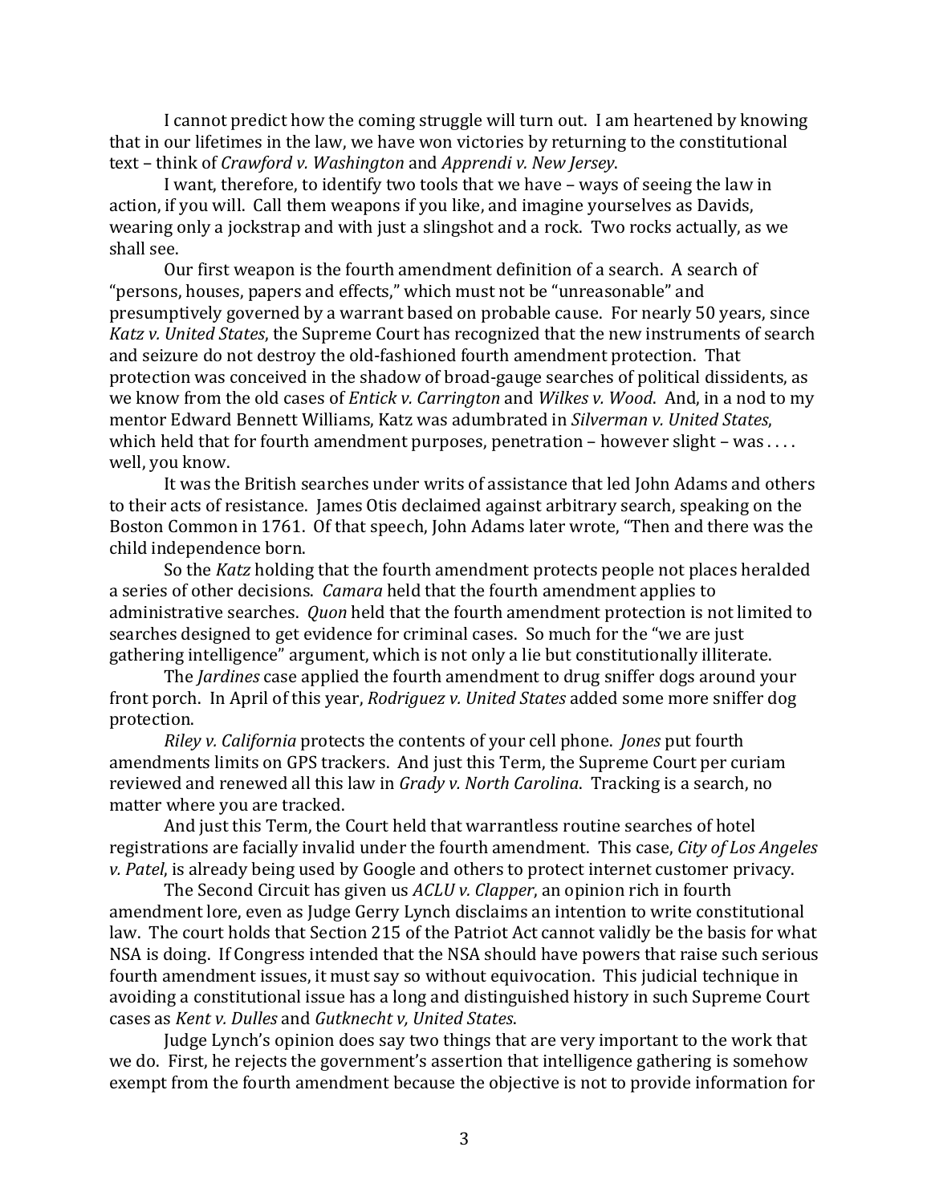I cannot predict how the coming struggle will turn out. I am heartened by knowing that in our lifetimes in the law, we have won victories by returning to the constitutional text – think of *Crawford v. Washington* and *Apprendi v. New Jersey*.

I want, therefore, to identify two tools that we have – ways of seeing the law in action, if you will. Call them weapons if you like, and imagine yourselves as Davids, wearing only a jockstrap and with just a slingshot and a rock. Two rocks actually, as we shall see.

Our first weapon is the fourth amendment definition of a search. A search of "persons, houses, papers and effects," which must not be "unreasonable" and presumptively governed by a warrant based on probable cause. For nearly 50 years, since *Katz v. United States*, the Supreme Court has recognized that the new instruments of search and seizure do not destroy the old-fashioned fourth amendment protection. That protection was conceived in the shadow of broad-gauge searches of political dissidents, as we know from the old cases of *Entick v. Carrington* and *Wilkes v. Wood*. And, in a nod to my mentor Edward Bennett Williams, Katz was adumbrated in *Silverman v. United States*, which held that for fourth amendment purposes, penetration – however slight – was . . . . well, you know.

It was the British searches under writs of assistance that led John Adams and others to their acts of resistance. James Otis declaimed against arbitrary search, speaking on the Boston Common in 1761. Of that speech, John Adams later wrote, "Then and there was the child independence born.

So the *Katz* holding that the fourth amendment protects people not places heralded a series of other decisions. *Camara* held that the fourth amendment applies to administrative searches. *Quon* held that the fourth amendment protection is not limited to searches designed to get evidence for criminal cases. So much for the "we are just gathering intelligence" argument, which is not only a lie but constitutionally illiterate.

The *Jardines* case applied the fourth amendment to drug sniffer dogs around your front porch. In April of this year, *Rodriguez v. United States* added some more sniffer dog protection.

*Riley v. California* protects the contents of your cell phone. *Jones* put fourth amendments limits on GPS trackers. And just this Term, the Supreme Court per curiam reviewed and renewed all this law in *Grady v. North Carolina*. Tracking is a search, no matter where you are tracked.

And just this Term, the Court held that warrantless routine searches of hotel registrations are facially invalid under the fourth amendment. This case, *City of Los Angeles v. Patel*, is already being used by Google and others to protect internet customer privacy.

The Second Circuit has given us *ACLU v. Clapper*, an opinion rich in fourth amendment lore, even as Judge Gerry Lynch disclaims an intention to write constitutional law. The court holds that Section 215 of the Patriot Act cannot validly be the basis for what NSA is doing. If Congress intended that the NSA should have powers that raise such serious fourth amendment issues, it must say so without equivocation. This judicial technique in avoiding a constitutional issue has a long and distinguished history in such Supreme Court cases as *Kent v. Dulles* and *Gutknecht v, United States*.

Judge Lynch's opinion does say two things that are very important to the work that we do. First, he rejects the government's assertion that intelligence gathering is somehow exempt from the fourth amendment because the objective is not to provide information for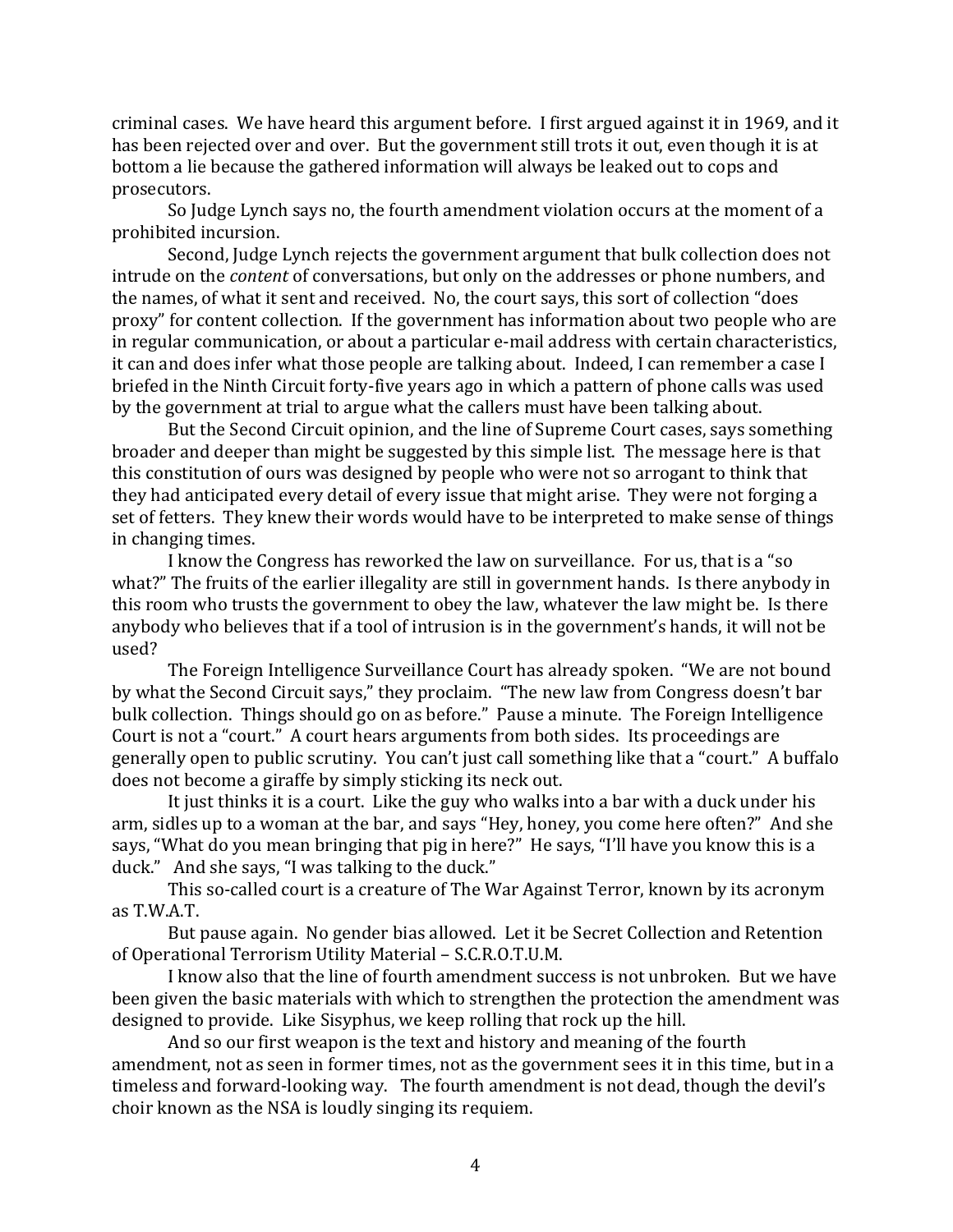criminal cases. We have heard this argument before. I first argued against it in 1969, and it has been rejected over and over. But the government still trots it out, even though it is at bottom a lie because the gathered information will always be leaked out to cops and prosecutors.

So Judge Lynch says no, the fourth amendment violation occurs at the moment of a prohibited incursion.

Second, Judge Lynch rejects the government argument that bulk collection does not intrude on the *content* of conversations, but only on the addresses or phone numbers, and the names, of what it sent and received. No, the court says, this sort of collection "does proxy" for content collection. If the government has information about two people who are in regular communication, or about a particular e-mail address with certain characteristics, it can and does infer what those people are talking about. Indeed, I can remember a case I briefed in the Ninth Circuit forty-five years ago in which a pattern of phone calls was used by the government at trial to argue what the callers must have been talking about.

But the Second Circuit opinion, and the line of Supreme Court cases, says something broader and deeper than might be suggested by this simple list. The message here is that this constitution of ours was designed by people who were not so arrogant to think that they had anticipated every detail of every issue that might arise. They were not forging a set of fetters. They knew their words would have to be interpreted to make sense of things in changing times.

I know the Congress has reworked the law on surveillance. For us, that is a "so what?" The fruits of the earlier illegality are still in government hands. Is there anybody in this room who trusts the government to obey the law, whatever the law might be. Is there anybody who believes that if a tool of intrusion is in the government's hands, it will not be used?

The Foreign Intelligence Surveillance Court has already spoken. "We are not bound by what the Second Circuit says," they proclaim. "The new law from Congress doesn't bar bulk collection. Things should go on as before." Pause a minute. The Foreign Intelligence Court is not a "court." A court hears arguments from both sides. Its proceedings are generally open to public scrutiny. You can't just call something like that a "court." A buffalo does not become a giraffe by simply sticking its neck out.

It just thinks it is a court. Like the guy who walks into a bar with a duck under his arm, sidles up to a woman at the bar, and says "Hey, honey, you come here often?" And she says, "What do you mean bringing that pig in here?" He says, "I'll have you know this is a duck." And she says, "I was talking to the duck."

This so-called court is a creature of The War Against Terror, known by its acronym as T.W.A.T.

But pause again. No gender bias allowed. Let it be Secret Collection and Retention of Operational Terrorism Utility Material – S.C.R.O.T.U.M.

I know also that the line of fourth amendment success is not unbroken. But we have been given the basic materials with which to strengthen the protection the amendment was designed to provide. Like Sisyphus, we keep rolling that rock up the hill.

And so our first weapon is the text and history and meaning of the fourth amendment, not as seen in former times, not as the government sees it in this time, but in a timeless and forward-looking way. The fourth amendment is not dead, though the devil's choir known as the NSA is loudly singing its requiem.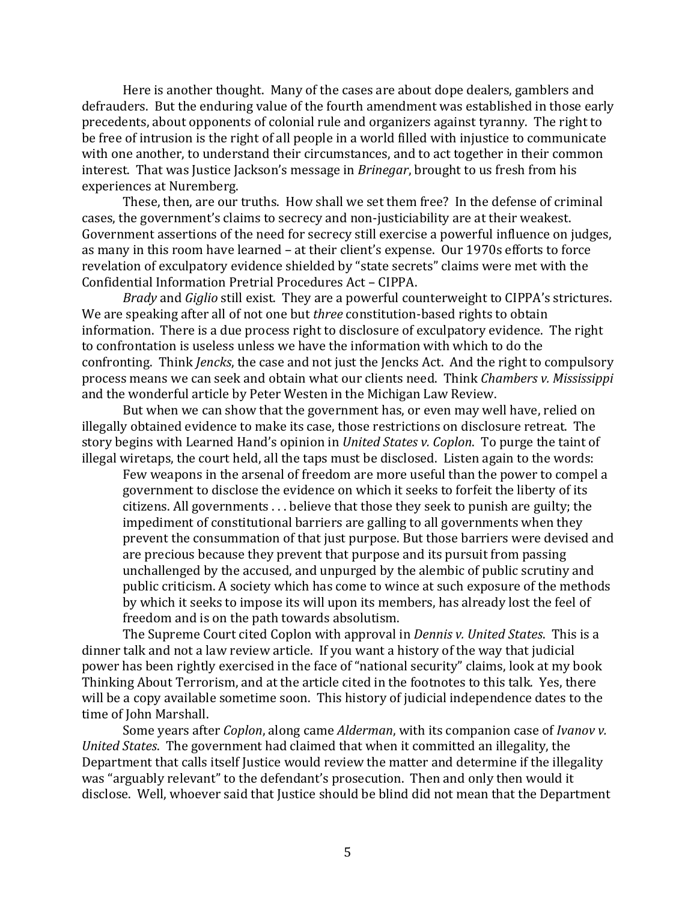Here is another thought. Many of the cases are about dope dealers, gamblers and defrauders. But the enduring value of the fourth amendment was established in those early precedents, about opponents of colonial rule and organizers against tyranny. The right to be free of intrusion is the right of all people in a world filled with injustice to communicate with one another, to understand their circumstances, and to act together in their common interest. That was Justice Jackson's message in *Brinegar*, brought to us fresh from his experiences at Nuremberg.

These, then, are our truths. How shall we set them free? In the defense of criminal cases, the government's claims to secrecy and non-justiciability are at their weakest. Government assertions of the need for secrecy still exercise a powerful influence on judges, as many in this room have learned – at their client's expense. Our 1970s efforts to force revelation of exculpatory evidence shielded by "state secrets" claims were met with the Confidential Information Pretrial Procedures Act – CIPPA.

*Brady* and *Giglio* still exist. They are a powerful counterweight to CIPPA's strictures. We are speaking after all of not one but *three* constitution-based rights to obtain information. There is a due process right to disclosure of exculpatory evidence. The right to confrontation is useless unless we have the information with which to do the confronting. Think *Jencks*, the case and not just the Jencks Act. And the right to compulsory process means we can seek and obtain what our clients need. Think *Chambers v. Mississippi* and the wonderful article by Peter Westen in the Michigan Law Review.

But when we can show that the government has, or even may well have, relied on illegally obtained evidence to make its case, those restrictions on disclosure retreat. The story begins with Learned Hand's opinion in *United States v. Coplon*. To purge the taint of illegal wiretaps, the court held, all the taps must be disclosed. Listen again to the words:

> Few weapons in the arsenal of freedom are more useful than the power to compel a government to disclose the evidence on which it seeks to forfeit the liberty of its citizens. All governments . . . believe that those they seek to punish are guilty; the impediment of constitutional barriers are galling to all governments when they prevent the consummation of that just purpose. But those barriers were devised and are precious because they prevent that purpose and its pursuit from passing unchallenged by the accused, and unpurged by the alembic of public scrutiny and public criticism. A society which has come to wince at such exposure of the methods by which it seeks to impose its will upon its members, has already lost the feel of freedom and is on the path towards absolutism.

The Supreme Court cited Coplon with approval in *Dennis v. United States*. This is a dinner talk and not a law review article. If you want a history of the way that judicial power has been rightly exercised in the face of "national security" claims, look at my book Thinking About Terrorism, and at the article cited in the footnotes to this talk. Yes, there will be a copy available sometime soon. This history of judicial independence dates to the time of John Marshall.

Some years after *Coplon*, along came *Alderman*, with its companion case of *Ivanov v. United States*. The government had claimed that when it committed an illegality, the Department that calls itself Justice would review the matter and determine if the illegality was "arguably relevant" to the defendant's prosecution. Then and only then would it disclose. Well, whoever said that Justice should be blind did not mean that the Department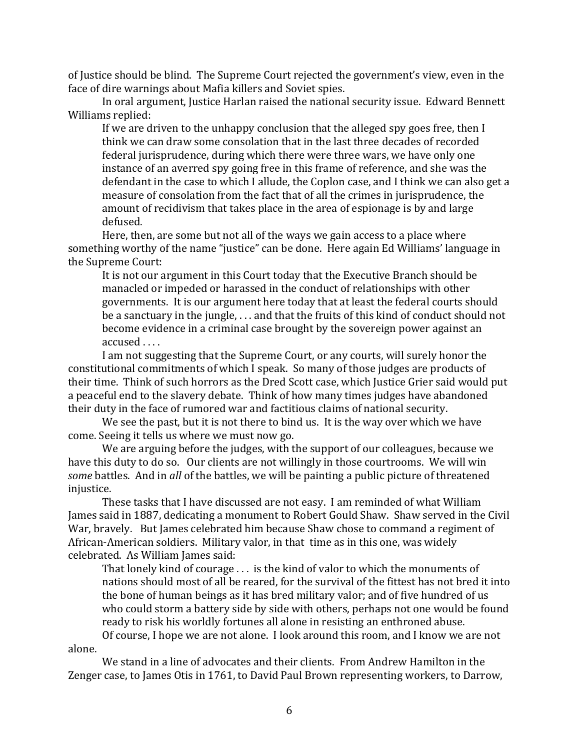of Justice should be blind. The Supreme Court rejected the government's view, even in the face of dire warnings about Mafia killers and Soviet spies.

In oral argument, Justice Harlan raised the national security issue. Edward Bennett Williams replied:

> If we are driven to the unhappy conclusion that the alleged spy goes free, then I think we can draw some consolation that in the last three decades of recorded federal jurisprudence, during which there were three wars, we have only one instance of an averred spy going free in this frame of reference, and she was the defendant in the case to which I allude, the Coplon case, and I think we can also get a measure of consolation from the fact that of all the crimes in jurisprudence, the amount of recidivism that takes place in the area of espionage is by and large defused.

Here, then, are some but not all of the ways we gain access to a place where something worthy of the name "justice" can be done. Here again Ed Williams' language in the Supreme Court:

> It is not our argument in this Court today that the Executive Branch should be manacled or impeded or harassed in the conduct of relationships with other governments. It is our argument here today that at least the federal courts should be a sanctuary in the jungle, . . . and that the fruits of this kind of conduct should not become evidence in a criminal case brought by the sovereign power against an accused . . . .

I am not suggesting that the Supreme Court, or any courts, will surely honor the constitutional commitments of which I speak. So many of those judges are products of their time. Think of such horrors as the Dred Scott case, which Justice Grier said would put a peaceful end to the slavery debate. Think of how many times judges have abandoned their duty in the face of rumored war and factitious claims of national security.

We see the past, but it is not there to bind us. It is the way over which we have come. Seeing it tells us where we must now go.

We are arguing before the judges, with the support of our colleagues, because we have this duty to do so. Our clients are not willingly in those courtrooms. We will win *some* battles. And in *all* of the battles, we will be painting a public picture of threatened injustice.

These tasks that I have discussed are not easy. I am reminded of what William James said in 1887, dedicating a monument to Robert Gould Shaw. Shaw served in the Civil War, bravely. But James celebrated him because Shaw chose to command a regiment of African-American soldiers. Military valor, in that time as in this one, was widely celebrated. As William James said:

> That lonely kind of courage . . . is the kind of valor to which the monuments of nations should most of all be reared, for the survival of the fittest has not bred it into the bone of human beings as it has bred military valor; and of five hundred of us who could storm a battery side by side with others, perhaps not one would be found ready to risk his worldly fortunes all alone in resisting an enthroned abuse.

Of course, I hope we are not alone. I look around this room, and I know we are not alone.

We stand in a line of advocates and their clients. From Andrew Hamilton in the Zenger case, to James Otis in 1761, to David Paul Brown representing workers, to Darrow,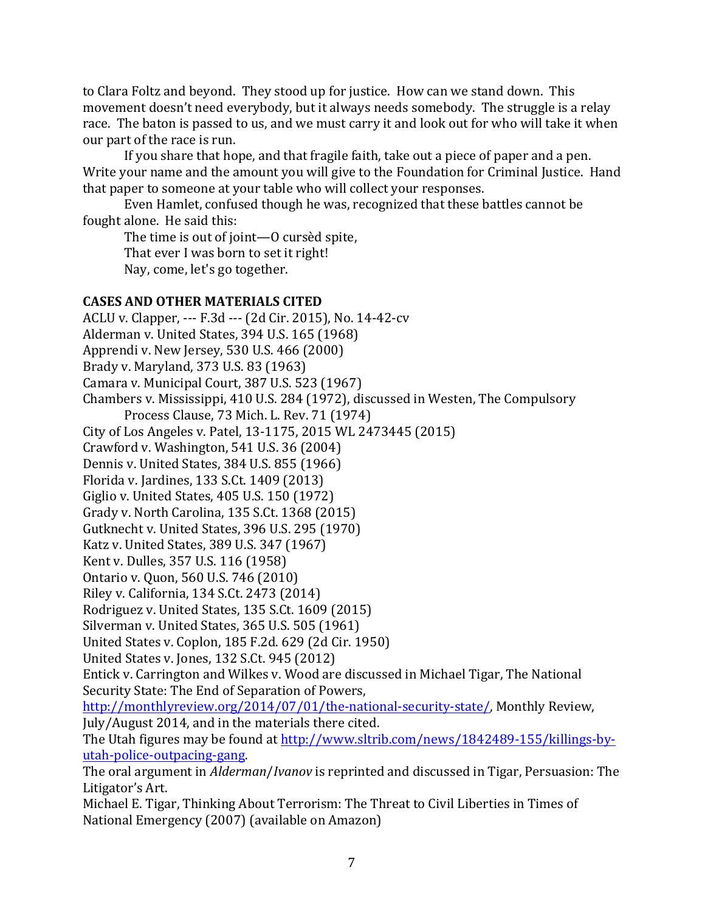to Clara Foltz and beyond. They stood up for justice. How can we stand down. This movement doesn't need everybody, but it always needs somebody. The struggle is a relay race. The baton is passed to us, and we must carry it and look out for who will take it when our part of the race is run.

If you share that hope, and that fragile faith, take out a piece of paper and a pen. Write your name and the amount you will give to the Foundation for Criminal Justice. Hand that paper to someone at your table who will collect your responses.

Even Hamlet, confused though he was, recognized that these battles cannot be fought alone. He said this:

> The time is out of joint—O cursèd spite,
> That ever I was born to set it right!
> Nay, come, let's go together.

**CASES AND OTHER MATERIALS CITED**

ACLU v. Clapper, --- F.3d --- (2d Cir. 2015), No. 14-42-cv
Alderman v. United States, 394 U.S. 165 (1968)
Apprendi v. New Jersey, 530 U.S. 466 (2000)
Brady v. Maryland, 373 U.S. 83 (1963)
Camara v. Municipal Court, 387 U.S. 523 (1967)
Chambers v. Mississippi, 410 U.S. 284 (1972), discussed in Westen, The Compulsory Process Clause, 73 Mich. L. Rev. 71 (1974)
City of Los Angeles v. Patel, 13-1175, 2015 WL 2473445 (2015)
Crawford v. Washington, 541 U.S. 36 (2004)
Dennis v. United States, 384 U.S. 855 (1966)
Florida v. Jardines, 133 S.Ct. 1409 (2013)
Giglio v. United States, 405 U.S. 150 (1972)
Grady v. North Carolina, 135 S.Ct. 1368 (2015)
Gutknecht v. United States, 396 U.S. 295 (1970)
Katz v. United States, 389 U.S. 347 (1967)
Kent v. Dulles, 357 U.S. 116 (1958)
Ontario v. Quon, 560 U.S. 746 (2010)
Riley v. California, 134 S.Ct. 2473 (2014)
Rodriguez v. United States, 135 S.Ct. 1609 (2015)
Silverman v. United States, 365 U.S. 505 (1961)
United States v. Coplon, 185 F.2d. 629 (2d Cir. 1950)
United States v. Jones, 132 S.Ct. 945 (2012)
Entick v. Carrington and Wilkes v. Wood are discussed in Michael Tigar, The National Security State: The End of Separation of Powers, http://monthlyreview.org/2014/07/01/the-national-security-state/, Monthly Review, July/August 2014, and in the materials there cited.
The Utah figures may be found at http://www.sltrib.com/news/1842489-155/killings-by-utah-police-outpacing-gang.
The oral argument in *Alderman*/*Ivanov* is reprinted and discussed in Tigar, Persuasion: The Litigator's Art.
Michael E. Tigar, Thinking About Terrorism: The Threat to Civil Liberties in Times of National Emergency (2007) (available on Amazon)